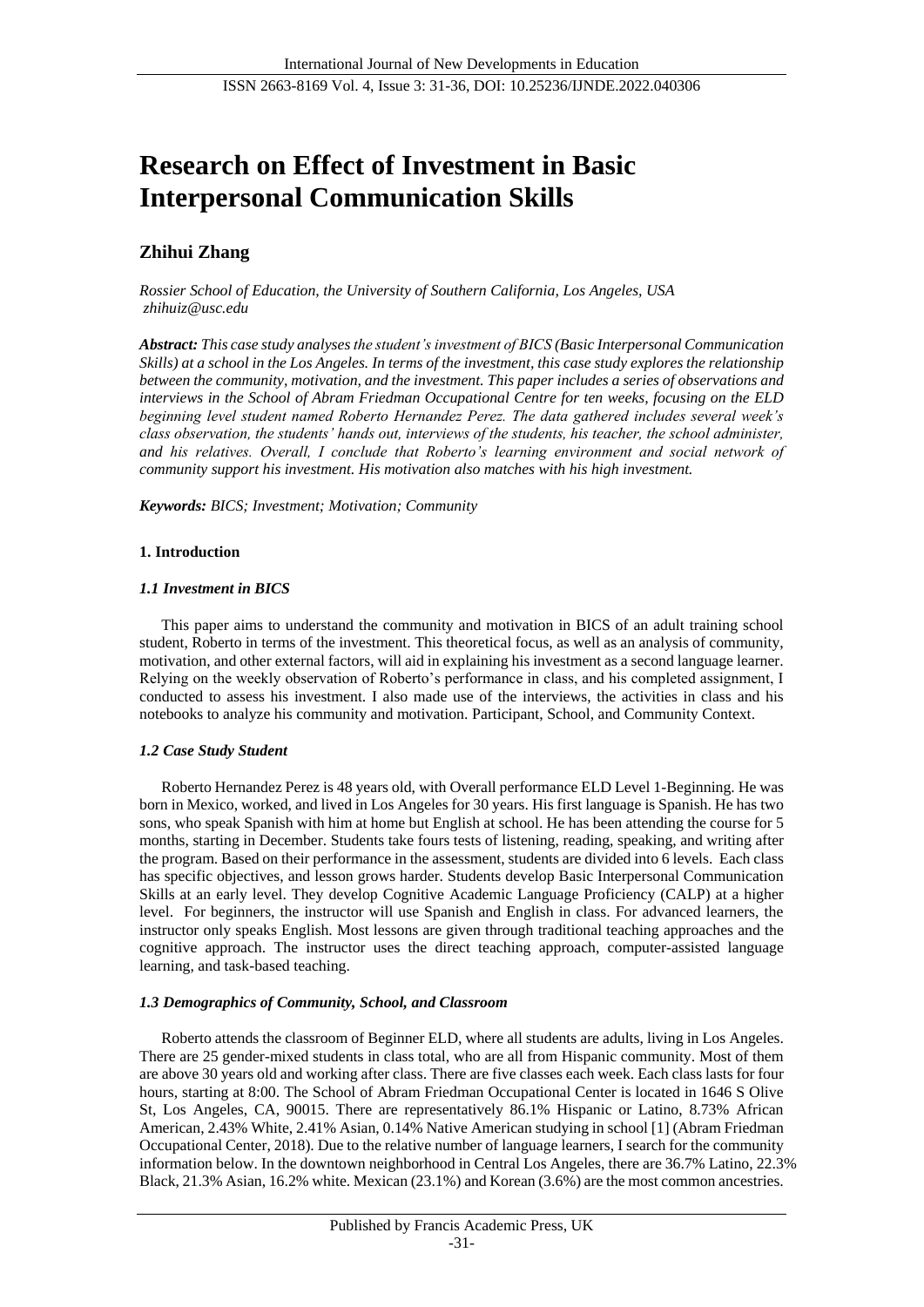# Research on Effect of Investment in Basic Interpersonal Communication Skills

## Zhihui Zhang

*Rossier School of Education, the University of Southern California, Los Angeles, USA*
*zhihuiz@usc.edu*

***Abstract:*** *This case study analyses the student's investment of BICS (Basic Interpersonal Communication Skills) at a school in the Los Angeles. In terms of the investment, this case study explores the relationship between the community, motivation, and the investment. This paper includes a series of observations and interviews in the School of Abram Friedman Occupational Centre for ten weeks, focusing on the ELD beginning level student named Roberto Hernandez Perez. The data gathered includes several week's class observation, the students' hands out, interviews of the students, his teacher, the school administer, and his relatives. Overall, I conclude that Roberto's learning environment and social network of community support his investment. His motivation also matches with his high investment.*

***Keywords:*** *BICS; Investment; Motivation; Community*

### 1. Introduction

#### *1.1 Investment in BICS*

This paper aims to understand the community and motivation in BICS of an adult training school student, Roberto in terms of the investment. This theoretical focus, as well as an analysis of community, motivation, and other external factors, will aid in explaining his investment as a second language learner. Relying on the weekly observation of Roberto's performance in class, and his completed assignment, I conducted to assess his investment. I also made use of the interviews, the activities in class and his notebooks to analyze his community and motivation. Participant, School, and Community Context.

#### *1.2 Case Study Student*

Roberto Hernandez Perez is 48 years old, with Overall performance ELD Level 1-Beginning. He was born in Mexico, worked, and lived in Los Angeles for 30 years. His first language is Spanish. He has two sons, who speak Spanish with him at home but English at school. He has been attending the course for 5 months, starting in December. Students take fours tests of listening, reading, speaking, and writing after the program. Based on their performance in the assessment, students are divided into 6 levels. Each class has specific objectives, and lesson grows harder. Students develop Basic Interpersonal Communication Skills at an early level. They develop Cognitive Academic Language Proficiency (CALP) at a higher level. For beginners, the instructor will use Spanish and English in class. For advanced learners, the instructor only speaks English. Most lessons are given through traditional teaching approaches and the cognitive approach. The instructor uses the direct teaching approach, computer-assisted language learning, and task-based teaching.

#### *1.3 Demographics of Community, School, and Classroom*

Roberto attends the classroom of Beginner ELD, where all students are adults, living in Los Angeles. There are 25 gender-mixed students in class total, who are all from Hispanic community. Most of them are above 30 years old and working after class. There are five classes each week. Each class lasts for four hours, starting at 8:00. The School of Abram Friedman Occupational Center is located in 1646 S Olive St, Los Angeles, CA, 90015. There are representatively 86.1% Hispanic or Latino, 8.73% African American, 2.43% White, 2.41% Asian, 0.14% Native American studying in school [1] (Abram Friedman Occupational Center, 2018). Due to the relative number of language learners, I search for the community information below. In the downtown neighborhood in Central Los Angeles, there are 36.7% Latino, 22.3% Black, 21.3% Asian, 16.2% white. Mexican (23.1%) and Korean (3.6%) are the most common ancestries.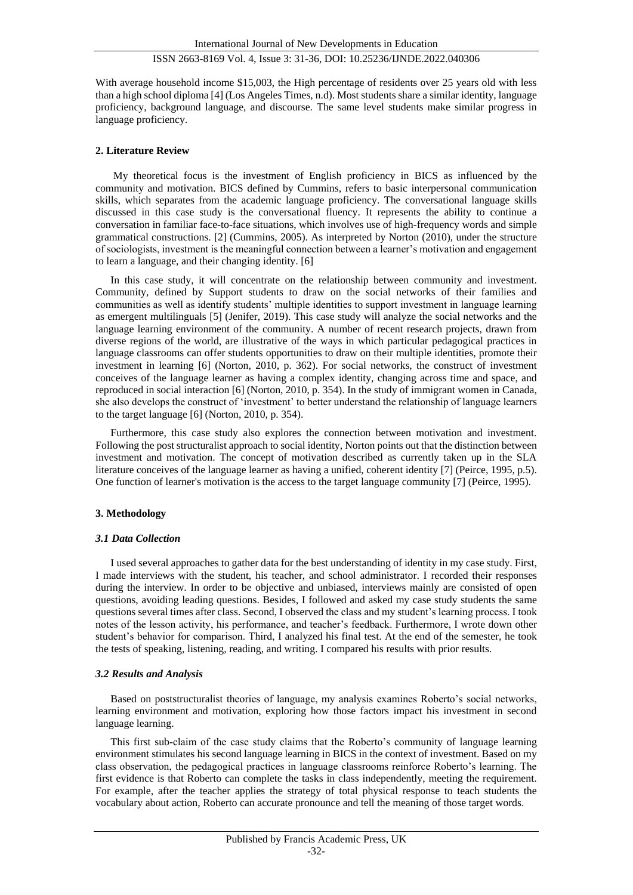With average household income $15,003, the High percentage of residents over 25 years old with less than a high school diploma [4] (Los Angeles Times, n.d). Most students share a similar identity, language proficiency, background language, and discourse. The same level students make similar progress in language proficiency.

## 2. Literature Review

My theoretical focus is the investment of English proficiency in BICS as influenced by the community and motivation. BICS defined by Cummins, refers to basic interpersonal communication skills, which separates from the academic language proficiency. The conversational language skills discussed in this case study is the conversational fluency. It represents the ability to continue a conversation in familiar face-to-face situations, which involves use of high-frequency words and simple grammatical constructions. [2] (Cummins, 2005). As interpreted by Norton (2010), under the structure of sociologists, investment is the meaningful connection between a learner's motivation and engagement to learn a language, and their changing identity. [6]

In this case study, it will concentrate on the relationship between community and investment. Community, defined by Support students to draw on the social networks of their families and communities as well as identify students' multiple identities to support investment in language learning as emergent multilinguals [5] (Jenifer, 2019). This case study will analyze the social networks and the language learning environment of the community. A number of recent research projects, drawn from diverse regions of the world, are illustrative of the ways in which particular pedagogical practices in language classrooms can offer students opportunities to draw on their multiple identities, promote their investment in learning [6] (Norton, 2010, p. 362). For social networks, the construct of investment conceives of the language learner as having a complex identity, changing across time and space, and reproduced in social interaction [6] (Norton, 2010, p. 354). In the study of immigrant women in Canada, she also develops the construct of 'investment' to better understand the relationship of language learners to the target language [6] (Norton, 2010, p. 354).

Furthermore, this case study also explores the connection between motivation and investment. Following the post structuralist approach to social identity, Norton points out that the distinction between investment and motivation. The concept of motivation described as currently taken up in the SLA literature conceives of the language learner as having a unified, coherent identity [7] (Peirce, 1995, p.5). One function of learner's motivation is the access to the target language community [7] (Peirce, 1995).

## 3. Methodology

### *3.1 Data Collection*

I used several approaches to gather data for the best understanding of identity in my case study. First, I made interviews with the student, his teacher, and school administrator. I recorded their responses during the interview. In order to be objective and unbiased, interviews mainly are consisted of open questions, avoiding leading questions. Besides, I followed and asked my case study students the same questions several times after class. Second, I observed the class and my student's learning process. I took notes of the lesson activity, his performance, and teacher's feedback. Furthermore, I wrote down other student's behavior for comparison. Third, I analyzed his final test. At the end of the semester, he took the tests of speaking, listening, reading, and writing. I compared his results with prior results.

### *3.2 Results and Analysis*

Based on poststructuralist theories of language, my analysis examines Roberto's social networks, learning environment and motivation, exploring how those factors impact his investment in second language learning.

This first sub-claim of the case study claims that the Roberto's community of language learning environment stimulates his second language learning in BICS in the context of investment. Based on my class observation, the pedagogical practices in language classrooms reinforce Roberto's learning. The first evidence is that Roberto can complete the tasks in class independently, meeting the requirement. For example, after the teacher applies the strategy of total physical response to teach students the vocabulary about action, Roberto can accurate pronounce and tell the meaning of those target words.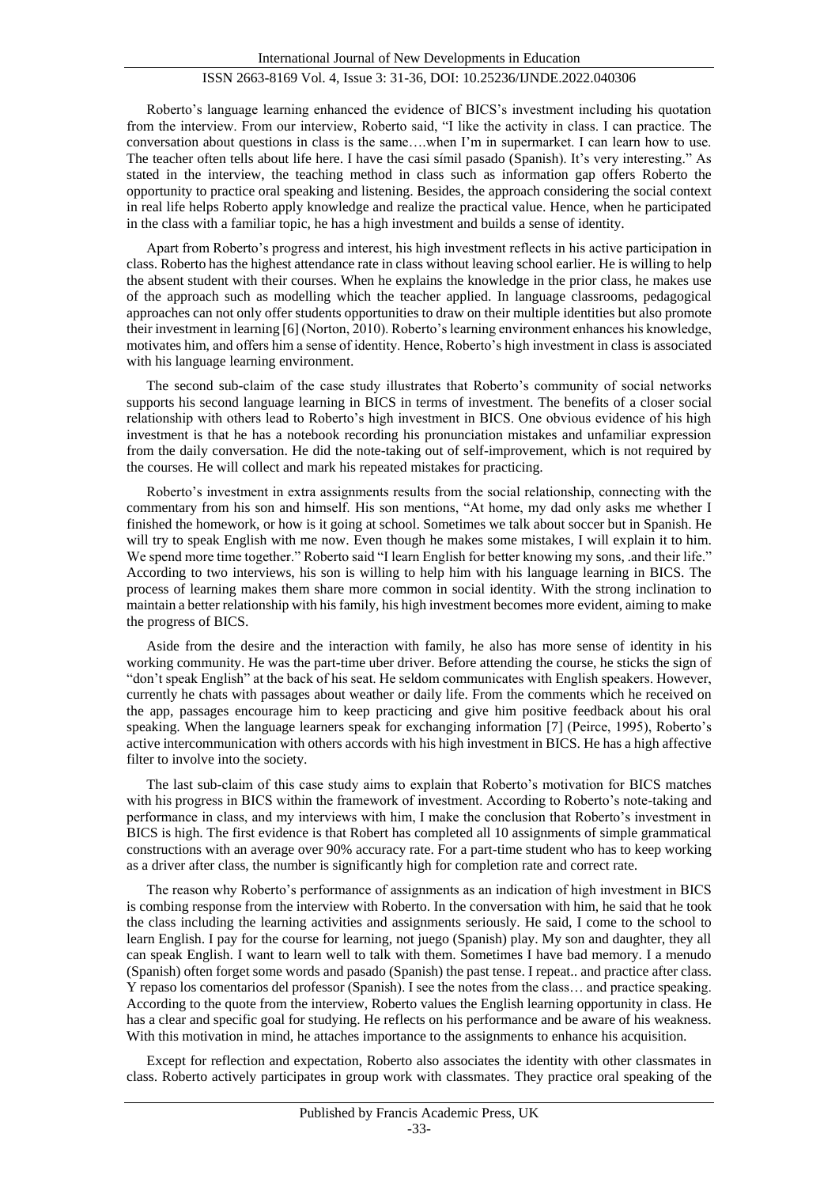Roberto's language learning enhanced the evidence of BICS's investment including his quotation from the interview. From our interview, Roberto said, "I like the activity in class. I can practice. The conversation about questions in class is the same….when I'm in supermarket. I can learn how to use. The teacher often tells about life here. I have the casi símil pasado (Spanish). It's very interesting." As stated in the interview, the teaching method in class such as information gap offers Roberto the opportunity to practice oral speaking and listening. Besides, the approach considering the social context in real life helps Roberto apply knowledge and realize the practical value. Hence, when he participated in the class with a familiar topic, he has a high investment and builds a sense of identity.

Apart from Roberto's progress and interest, his high investment reflects in his active participation in class. Roberto has the highest attendance rate in class without leaving school earlier. He is willing to help the absent student with their courses. When he explains the knowledge in the prior class, he makes use of the approach such as modelling which the teacher applied. In language classrooms, pedagogical approaches can not only offer students opportunities to draw on their multiple identities but also promote their investment in learning [6] (Norton, 2010). Roberto's learning environment enhances his knowledge, motivates him, and offers him a sense of identity. Hence, Roberto's high investment in class is associated with his language learning environment.

The second sub-claim of the case study illustrates that Roberto's community of social networks supports his second language learning in BICS in terms of investment. The benefits of a closer social relationship with others lead to Roberto's high investment in BICS. One obvious evidence of his high investment is that he has a notebook recording his pronunciation mistakes and unfamiliar expression from the daily conversation. He did the note-taking out of self-improvement, which is not required by the courses. He will collect and mark his repeated mistakes for practicing.

Roberto's investment in extra assignments results from the social relationship, connecting with the commentary from his son and himself. His son mentions, "At home, my dad only asks me whether I finished the homework, or how is it going at school. Sometimes we talk about soccer but in Spanish. He will try to speak English with me now. Even though he makes some mistakes, I will explain it to him. We spend more time together." Roberto said "I learn English for better knowing my sons, .and their life." According to two interviews, his son is willing to help him with his language learning in BICS. The process of learning makes them share more common in social identity. With the strong inclination to maintain a better relationship with his family, his high investment becomes more evident, aiming to make the progress of BICS.

Aside from the desire and the interaction with family, he also has more sense of identity in his working community. He was the part-time uber driver. Before attending the course, he sticks the sign of "don't speak English" at the back of his seat. He seldom communicates with English speakers. However, currently he chats with passages about weather or daily life. From the comments which he received on the app, passages encourage him to keep practicing and give him positive feedback about his oral speaking. When the language learners speak for exchanging information [7] (Peirce, 1995), Roberto's active intercommunication with others accords with his high investment in BICS. He has a high affective filter to involve into the society.

The last sub-claim of this case study aims to explain that Roberto's motivation for BICS matches with his progress in BICS within the framework of investment. According to Roberto's note-taking and performance in class, and my interviews with him, I make the conclusion that Roberto's investment in BICS is high. The first evidence is that Robert has completed all 10 assignments of simple grammatical constructions with an average over 90% accuracy rate. For a part-time student who has to keep working as a driver after class, the number is significantly high for completion rate and correct rate.

The reason why Roberto's performance of assignments as an indication of high investment in BICS is combing response from the interview with Roberto. In the conversation with him, he said that he took the class including the learning activities and assignments seriously. He said, I come to the school to learn English. I pay for the course for learning, not juego (Spanish) play. My son and daughter, they all can speak English. I want to learn well to talk with them. Sometimes I have bad memory. I a menudo (Spanish) often forget some words and pasado (Spanish) the past tense. I repeat.. and practice after class. Y repaso los comentarios del professor (Spanish). I see the notes from the class… and practice speaking. According to the quote from the interview, Roberto values the English learning opportunity in class. He has a clear and specific goal for studying. He reflects on his performance and be aware of his weakness. With this motivation in mind, he attaches importance to the assignments to enhance his acquisition.

Except for reflection and expectation, Roberto also associates the identity with other classmates in class. Roberto actively participates in group work with classmates. They practice oral speaking of the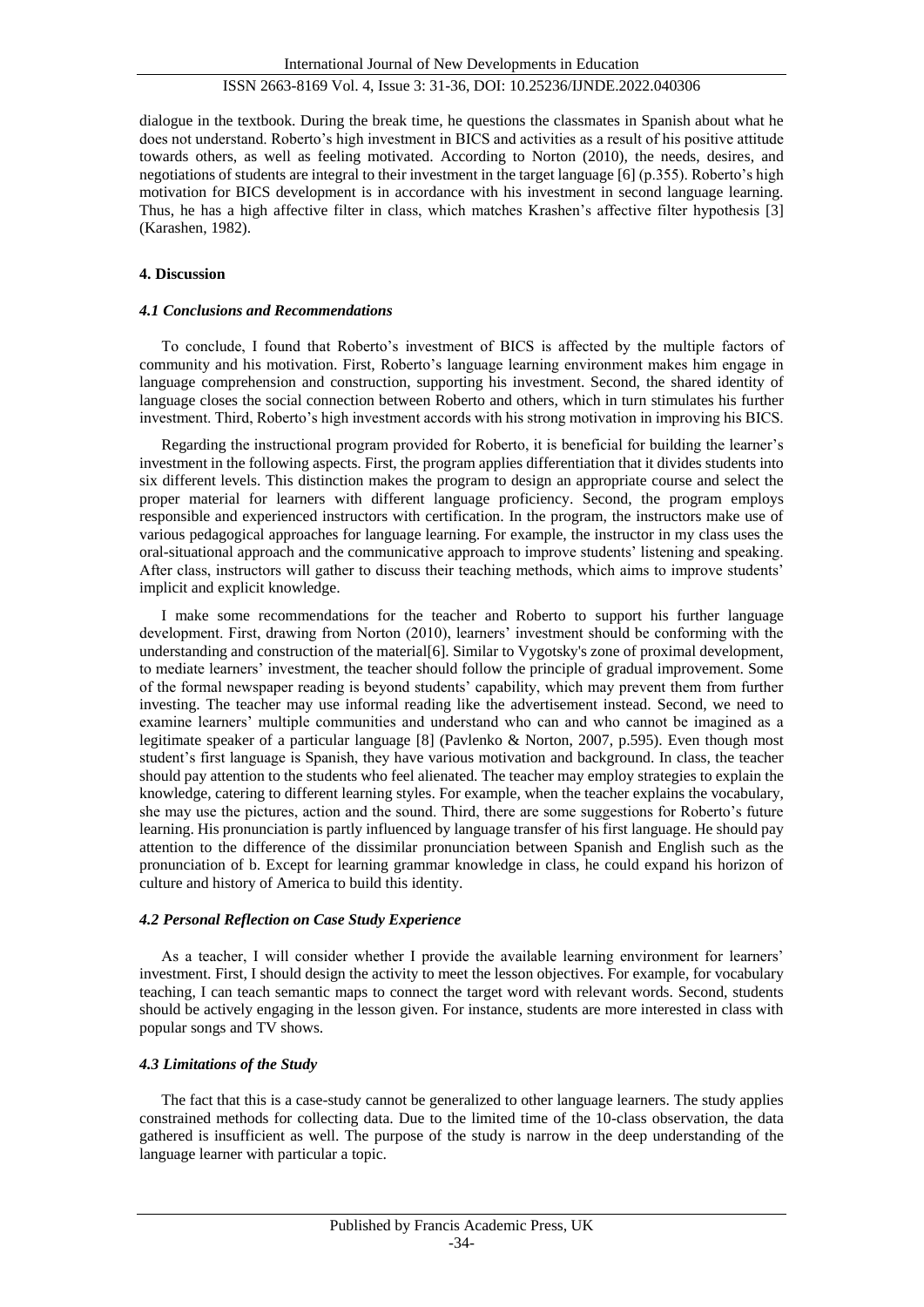dialogue in the textbook. During the break time, he questions the classmates in Spanish about what he does not understand. Roberto's high investment in BICS and activities as a result of his positive attitude towards others, as well as feeling motivated. According to Norton (2010), the needs, desires, and negotiations of students are integral to their investment in the target language [6] (p.355). Roberto's high motivation for BICS development is in accordance with his investment in second language learning. Thus, he has a high affective filter in class, which matches Krashen's affective filter hypothesis [3] (Karashen, 1982).

## 4. Discussion

### *4.1 Conclusions and Recommendations*

To conclude, I found that Roberto's investment of BICS is affected by the multiple factors of community and his motivation. First, Roberto's language learning environment makes him engage in language comprehension and construction, supporting his investment. Second, the shared identity of language closes the social connection between Roberto and others, which in turn stimulates his further investment. Third, Roberto's high investment accords with his strong motivation in improving his BICS.

Regarding the instructional program provided for Roberto, it is beneficial for building the learner's investment in the following aspects. First, the program applies differentiation that it divides students into six different levels. This distinction makes the program to design an appropriate course and select the proper material for learners with different language proficiency. Second, the program employs responsible and experienced instructors with certification. In the program, the instructors make use of various pedagogical approaches for language learning. For example, the instructor in my class uses the oral-situational approach and the communicative approach to improve students' listening and speaking. After class, instructors will gather to discuss their teaching methods, which aims to improve students' implicit and explicit knowledge.

I make some recommendations for the teacher and Roberto to support his further language development. First, drawing from Norton (2010), learners' investment should be conforming with the understanding and construction of the material[6]. Similar to Vygotsky's zone of proximal development, to mediate learners' investment, the teacher should follow the principle of gradual improvement. Some of the formal newspaper reading is beyond students' capability, which may prevent them from further investing. The teacher may use informal reading like the advertisement instead. Second, we need to examine learners' multiple communities and understand who can and who cannot be imagined as a legitimate speaker of a particular language [8] (Pavlenko & Norton, 2007, p.595). Even though most student's first language is Spanish, they have various motivation and background. In class, the teacher should pay attention to the students who feel alienated. The teacher may employ strategies to explain the knowledge, catering to different learning styles. For example, when the teacher explains the vocabulary, she may use the pictures, action and the sound. Third, there are some suggestions for Roberto's future learning. His pronunciation is partly influenced by language transfer of his first language. He should pay attention to the difference of the dissimilar pronunciation between Spanish and English such as the pronunciation of b. Except for learning grammar knowledge in class, he could expand his horizon of culture and history of America to build this identity.

### *4.2 Personal Reflection on Case Study Experience*

As a teacher, I will consider whether I provide the available learning environment for learners' investment. First, I should design the activity to meet the lesson objectives. For example, for vocabulary teaching, I can teach semantic maps to connect the target word with relevant words. Second, students should be actively engaging in the lesson given. For instance, students are more interested in class with popular songs and TV shows.

### *4.3 Limitations of the Study*

The fact that this is a case-study cannot be generalized to other language learners. The study applies constrained methods for collecting data. Due to the limited time of the 10-class observation, the data gathered is insufficient as well. The purpose of the study is narrow in the deep understanding of the language learner with particular a topic.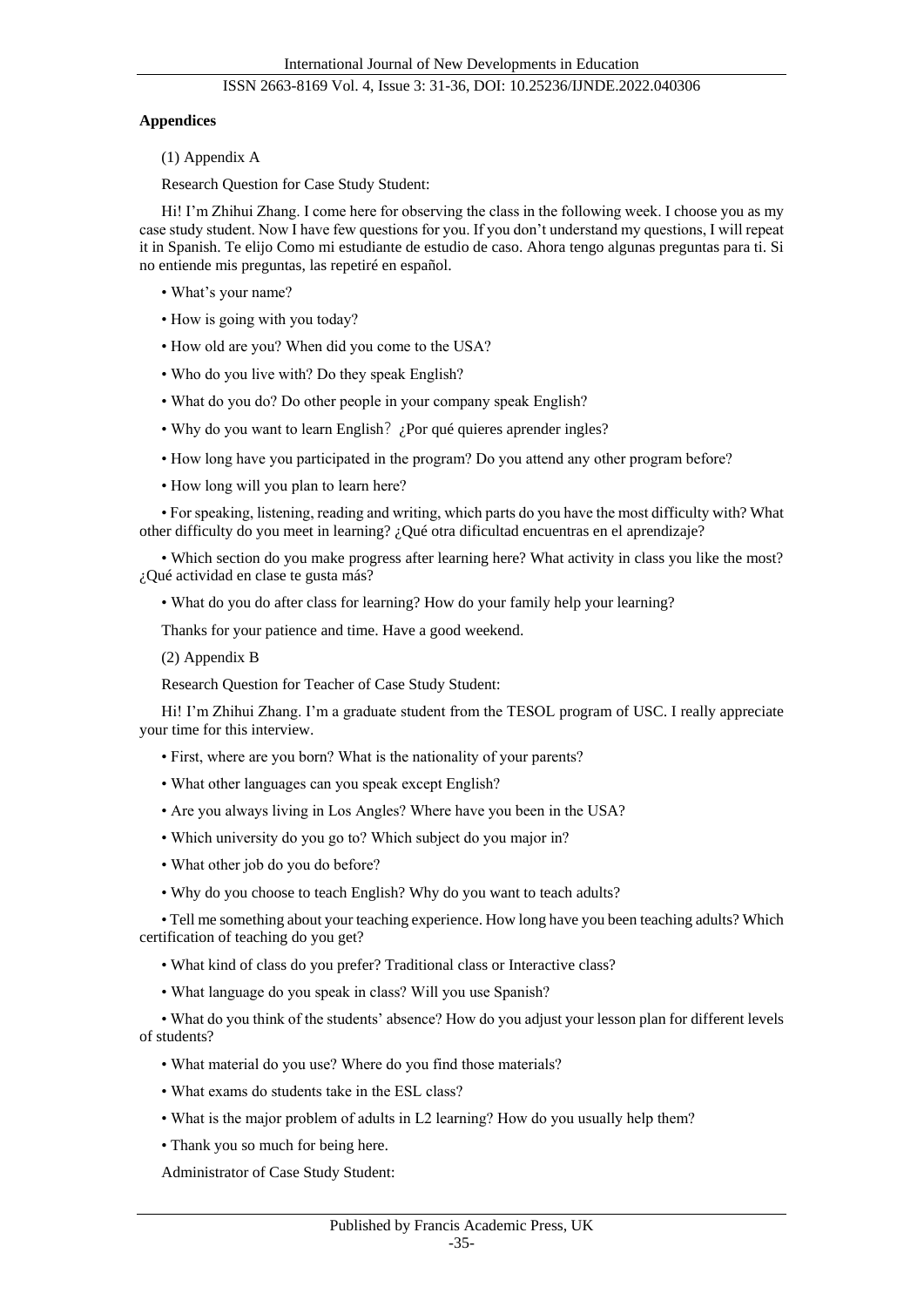**Appendices**

(1) Appendix A

Research Question for Case Study Student:

Hi! I'm Zhihui Zhang. I come here for observing the class in the following week. I choose you as my case study student. Now I have few questions for you. If you don't understand my questions, I will repeat it in Spanish. Te elijo Como mi estudiante de estudio de caso. Ahora tengo algunas preguntas para ti. Si no entiende mis preguntas, las repetiré en español.

- What's your name?
- How is going with you today?
- How old are you? When did you come to the USA?
- Who do you live with? Do they speak English?
- What do you do? Do other people in your company speak English?
- Why do you want to learn English？ ¿Por qué quieres aprender ingles?
- How long have you participated in the program? Do you attend any other program before?
- How long will you plan to learn here?
- For speaking, listening, reading and writing, which parts do you have the most difficulty with? What other difficulty do you meet in learning? ¿Qué otra dificultad encuentras en el aprendizaje?
- Which section do you make progress after learning here? What activity in class you like the most? ¿Qué actividad en clase te gusta más?
- What do you do after class for learning? How do your family help your learning?

Thanks for your patience and time. Have a good weekend.

(2) Appendix B

Research Question for Teacher of Case Study Student:

Hi! I'm Zhihui Zhang. I'm a graduate student from the TESOL program of USC. I really appreciate your time for this interview.

- First, where are you born? What is the nationality of your parents?
- What other languages can you speak except English?
- Are you always living in Los Angles? Where have you been in the USA?
- Which university do you go to? Which subject do you major in?
- What other job do you do before?
- Why do you choose to teach English? Why do you want to teach adults?
- Tell me something about your teaching experience. How long have you been teaching adults? Which certification of teaching do you get?
- What kind of class do you prefer? Traditional class or Interactive class?
- What language do you speak in class? Will you use Spanish?
- What do you think of the students' absence? How do you adjust your lesson plan for different levels of students?
- What material do you use? Where do you find those materials?
- What exams do students take in the ESL class?
- What is the major problem of adults in L2 learning? How do you usually help them?
- Thank you so much for being here.

Administrator of Case Study Student: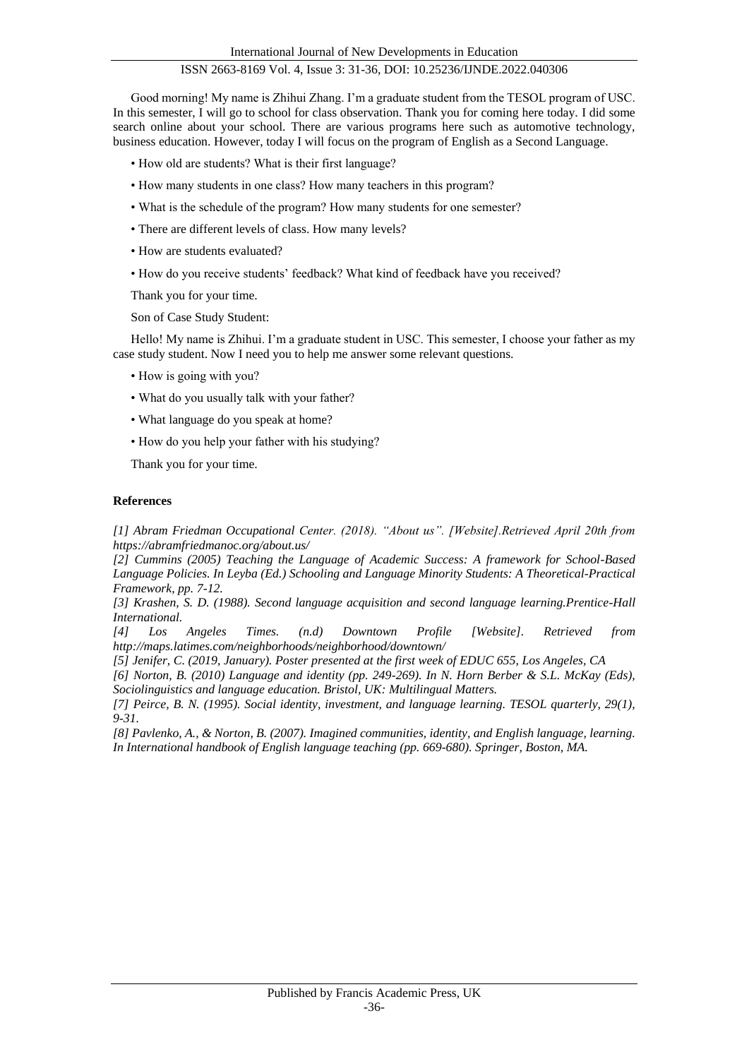Good morning! My name is Zhihui Zhang. I'm a graduate student from the TESOL program of USC. In this semester, I will go to school for class observation. Thank you for coming here today. I did some search online about your school. There are various programs here such as automotive technology, business education. However, today I will focus on the program of English as a Second Language.

- How old are students? What is their first language?
- How many students in one class? How many teachers in this program?
- What is the schedule of the program? How many students for one semester?
- There are different levels of class. How many levels?
- How are students evaluated?
- How do you receive students' feedback? What kind of feedback have you received?

Thank you for your time.

Son of Case Study Student:

Hello! My name is Zhihui. I'm a graduate student in USC. This semester, I choose your father as my case study student. Now I need you to help me answer some relevant questions.

- How is going with you?
- What do you usually talk with your father?
- What language do you speak at home?
- How do you help your father with his studying?

Thank you for your time.

## References

*[1] Abram Friedman Occupational Center. (2018). "About us". [Website].Retrieved April 20th from https://abramfriedmanoc.org/about.us/*

*[2] Cummins (2005) Teaching the Language of Academic Success: A framework for School-Based Language Policies. In Leyba (Ed.) Schooling and Language Minority Students: A Theoretical-Practical Framework, pp. 7-12.*

*[3] Krashen, S. D. (1988). Second language acquisition and second language learning.Prentice-Hall International.*

*[4] Los Angeles Times. (n.d) Downtown Profile [Website]. Retrieved from http://maps.latimes.com/neighborhoods/neighborhood/downtown/*

*[5] Jenifer, C. (2019, January). Poster presented at the first week of EDUC 655, Los Angeles, CA*

*[6] Norton, B. (2010) Language and identity (pp. 249-269). In N. Horn Berber & S.L. McKay (Eds), Sociolinguistics and language education. Bristol, UK: Multilingual Matters.*

*[7] Peirce, B. N. (1995). Social identity, investment, and language learning. TESOL quarterly, 29(1), 9-31.*

*[8] Pavlenko, A., & Norton, B. (2007). Imagined communities, identity, and English language, learning. In International handbook of English language teaching (pp. 669-680). Springer, Boston, MA.*